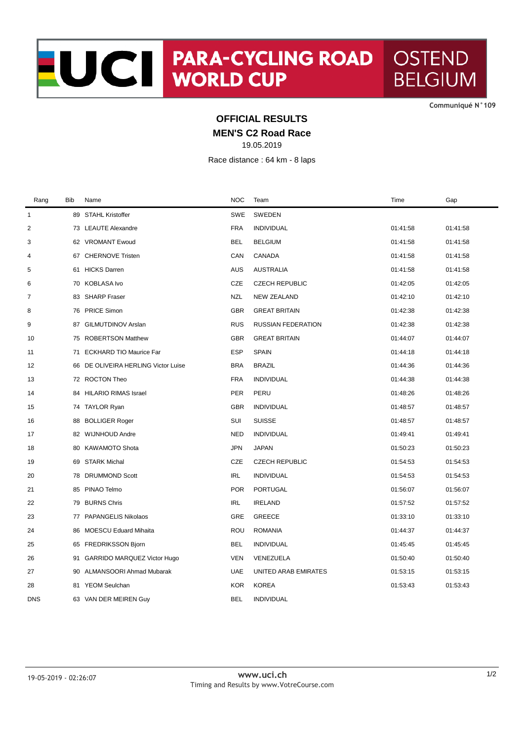# UCI PARA-CYCLING ROAD WORLD CUP

OSTEND BELGIUM

Communiqué N°109

## OFFICIAL RESULTS

## MEN'S C2 Road Race

19.05.2019

Race distance : 64 km - 8 laps

| Rang | Bib | Name | NOC | Team | Time | Gap |
|---|---|---|---|---|---|---|
| 1 | 89 | STAHL Kristoffer | SWE | SWEDEN | | |
| 2 | 73 | LEAUTE Alexandre | FRA | INDIVIDUAL | 01:41:58 | 01:41:58 |
| 3 | 62 | VROMANT Ewoud | BEL | BELGIUM | 01:41:58 | 01:41:58 |
| 4 | 67 | CHERNOVE Tristen | CAN | CANADA | 01:41:58 | 01:41:58 |
| 5 | 61 | HICKS Darren | AUS | AUSTRALIA | 01:41:58 | 01:41:58 |
| 6 | 70 | KOBLASA Ivo | CZE | CZECH REPUBLIC | 01:42:05 | 01:42:05 |
| 7 | 83 | SHARP Fraser | NZL | NEW ZEALAND | 01:42:10 | 01:42:10 |
| 8 | 76 | PRICE Simon | GBR | GREAT BRITAIN | 01:42:38 | 01:42:38 |
| 9 | 87 | GILMUTDINOV Arslan | RUS | RUSSIAN FEDERATION | 01:42:38 | 01:42:38 |
| 10 | 75 | ROBERTSON Matthew | GBR | GREAT BRITAIN | 01:44:07 | 01:44:07 |
| 11 | 71 | ECKHARD TIO Maurice Far | ESP | SPAIN | 01:44:18 | 01:44:18 |
| 12 | 66 | DE OLIVEIRA HERLING Victor Luise | BRA | BRAZIL | 01:44:36 | 01:44:36 |
| 13 | 72 | ROCTON Theo | FRA | INDIVIDUAL | 01:44:38 | 01:44:38 |
| 14 | 84 | HILARIO RIMAS Israel | PER | PERU | 01:48:26 | 01:48:26 |
| 15 | 74 | TAYLOR Ryan | GBR | INDIVIDUAL | 01:48:57 | 01:48:57 |
| 16 | 88 | BOLLIGER Roger | SUI | SUISSE | 01:48:57 | 01:48:57 |
| 17 | 82 | WIJNHOUD Andre | NED | INDIVIDUAL | 01:49:41 | 01:49:41 |
| 18 | 80 | KAWAMOTO Shota | JPN | JAPAN | 01:50:23 | 01:50:23 |
| 19 | 69 | STARK Michal | CZE | CZECH REPUBLIC | 01:54:53 | 01:54:53 |
| 20 | 78 | DRUMMOND Scott | IRL | INDIVIDUAL | 01:54:53 | 01:54:53 |
| 21 | 85 | PINAO Telmo | POR | PORTUGAL | 01:56:07 | 01:56:07 |
| 22 | 79 | BURNS Chris | IRL | IRELAND | 01:57:52 | 01:57:52 |
| 23 | 77 | PAPANGELIS Nikolaos | GRE | GREECE | 01:33:10 | 01:33:10 |
| 24 | 86 | MOESCU Eduard Mihaita | ROU | ROMANIA | 01:44:37 | 01:44:37 |
| 25 | 65 | FREDRIKSSON Bjorn | BEL | INDIVIDUAL | 01:45:45 | 01:45:45 |
| 26 | 91 | GARRIDO MARQUEZ Victor Hugo | VEN | VENEZUELA | 01:50:40 | 01:50:40 |
| 27 | 90 | ALMANSOORI Ahmad Mubarak | UAE | UNITED ARAB EMIRATES | 01:53:15 | 01:53:15 |
| 28 | 81 | YEOM Seulchan | KOR | KOREA | 01:53:43 | 01:53:43 |
| DNS | 63 | VAN DER MEIREN Guy | BEL | INDIVIDUAL | | |

19-05-2019 - 02:26:07

www.uci.ch

Timing and Results by www.VotreCourse.com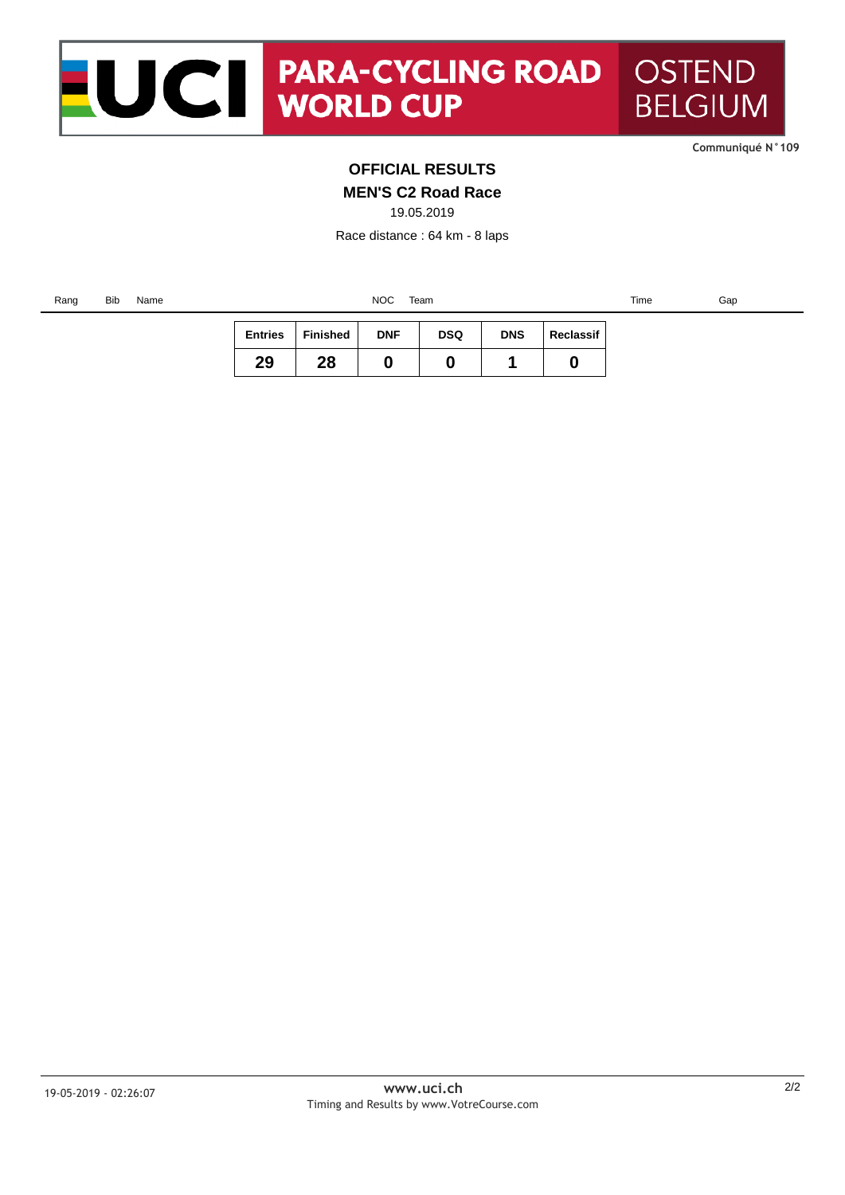Communiqué N°109

## OFFICIAL RESULTS

### MEN'S C2 Road Race

19.05.2019

Race distance : 64 km - 8 laps

| Rang | Bib | Name | NOC | Team | Time | Gap |
|---|---|---|---|---|---|---|

| Entries | Finished | DNF | DSQ | DNS | Reclassif |
|---|---|---|---|---|---|
| 29 | 28 | 0 | 0 | 1 | 0 |

19-05-2019 - 02:26:07

www.uci.ch
Timing and Results by www.VotreCourse.com